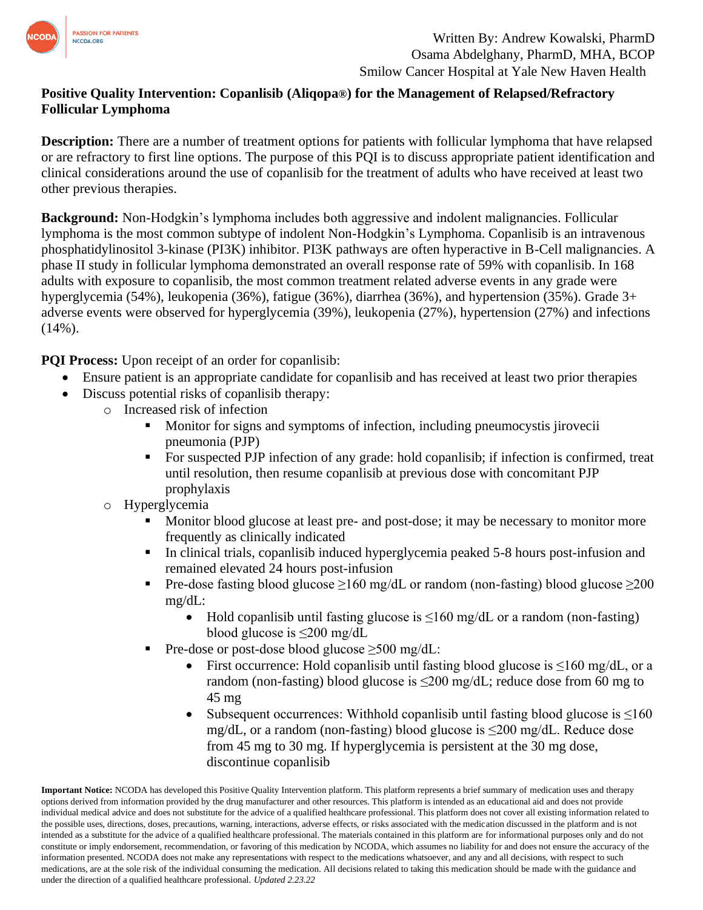Written By: Andrew Kowalski, PharmD
Osama Abdelghany, PharmD, MHA, BCOP
Smilow Cancer Hospital at Yale New Haven Health

**Positive Quality Intervention: Copanlisib (Aliqopa®) for the Management of Relapsed/Refractory Follicular Lymphoma**

**Description:** There are a number of treatment options for patients with follicular lymphoma that have relapsed or are refractory to first line options. The purpose of this PQI is to discuss appropriate patient identification and clinical considerations around the use of copanlisib for the treatment of adults who have received at least two other previous therapies.

**Background:** Non-Hodgkin's lymphoma includes both aggressive and indolent malignancies. Follicular lymphoma is the most common subtype of indolent Non-Hodgkin's Lymphoma. Copanlisib is an intravenous phosphatidylinositol 3-kinase (PI3K) inhibitor. PI3K pathways are often hyperactive in B-Cell malignancies. A phase II study in follicular lymphoma demonstrated an overall response rate of 59% with copanlisib. In 168 adults with exposure to copanlisib, the most common treatment related adverse events in any grade were hyperglycemia (54%), leukopenia (36%), fatigue (36%), diarrhea (36%), and hypertension (35%). Grade 3+ adverse events were observed for hyperglycemia (39%), leukopenia (27%), hypertension (27%) and infections (14%).

**PQI Process:** Upon receipt of an order for copanlisib:

- Ensure patient is an appropriate candidate for copanlisib and has received at least two prior therapies
- Discuss potential risks of copanlisib therapy:
  - Increased risk of infection
    - Monitor for signs and symptoms of infection, including pneumocystis jirovecii pneumonia (PJP)
    - For suspected PJP infection of any grade: hold copanlisib; if infection is confirmed, treat until resolution, then resume copanlisib at previous dose with concomitant PJP prophylaxis
  - Hyperglycemia
    - Monitor blood glucose at least pre- and post-dose; it may be necessary to monitor more frequently as clinically indicated
    - In clinical trials, copanlisib induced hyperglycemia peaked 5-8 hours post-infusion and remained elevated 24 hours post-infusion
    - Pre-dose fasting blood glucose ≥160 mg/dL or random (non-fasting) blood glucose ≥200 mg/dL:
      - Hold copanlisib until fasting glucose is ≤160 mg/dL or a random (non-fasting) blood glucose is ≤200 mg/dL
    - Pre-dose or post-dose blood glucose ≥500 mg/dL:
      - First occurrence: Hold copanlisib until fasting blood glucose is ≤160 mg/dL, or a random (non-fasting) blood glucose is ≤200 mg/dL; reduce dose from 60 mg to 45 mg
      - Subsequent occurrences: Withhold copanlisib until fasting blood glucose is ≤160 mg/dL, or a random (non-fasting) blood glucose is ≤200 mg/dL. Reduce dose from 45 mg to 30 mg. If hyperglycemia is persistent at the 30 mg dose, discontinue copanlisib

**Important Notice:** NCODA has developed this Positive Quality Intervention platform. This platform represents a brief summary of medication uses and therapy options derived from information provided by the drug manufacturer and other resources. This platform is intended as an educational aid and does not provide individual medical advice and does not substitute for the advice of a qualified healthcare professional. This platform does not cover all existing information related to the possible uses, directions, doses, precautions, warning, interactions, adverse effects, or risks associated with the medication discussed in the platform and is not intended as a substitute for the advice of a qualified healthcare professional. The materials contained in this platform are for informational purposes only and do not constitute or imply endorsement, recommendation, or favoring of this medication by NCODA, which assumes no liability for and does not ensure the accuracy of the information presented. NCODA does not make any representations with respect to the medications whatsoever, and any and all decisions, with respect to such medications, are at the sole risk of the individual consuming the medication. All decisions related to taking this medication should be made with the guidance and under the direction of a qualified healthcare professional. *Updated 2.23.22*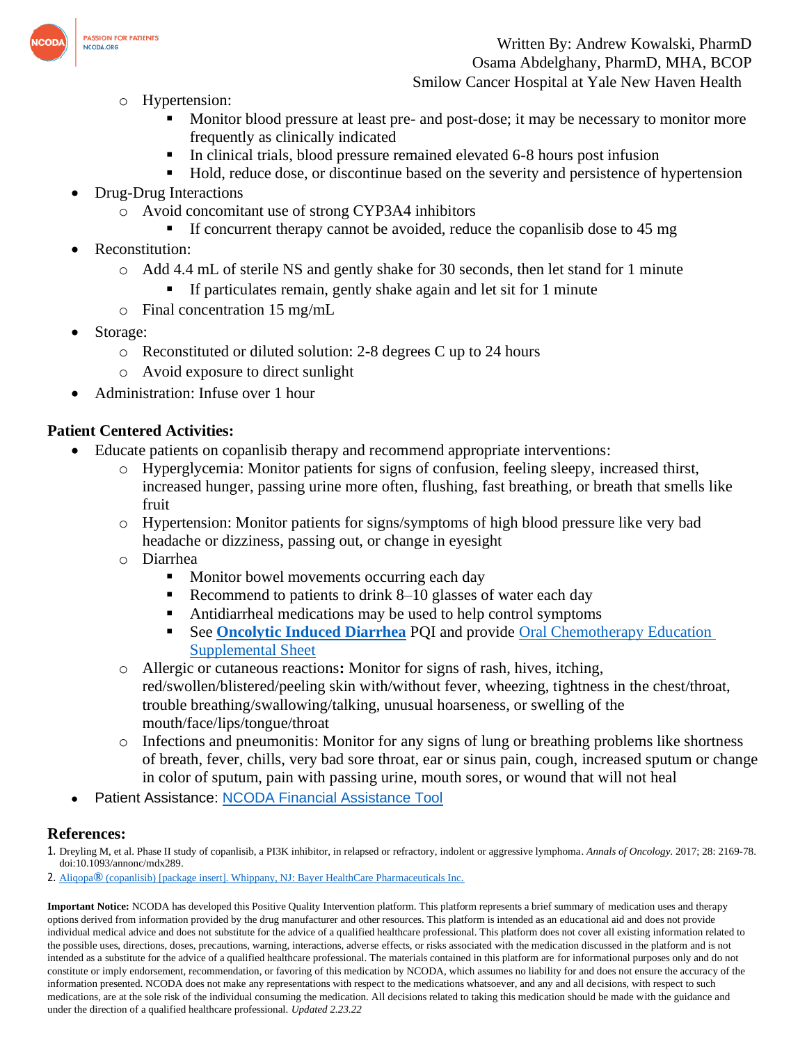- Hypertension:
  - Monitor blood pressure at least pre- and post-dose; it may be necessary to monitor more frequently as clinically indicated
  - In clinical trials, blood pressure remained elevated 6-8 hours post infusion
  - Hold, reduce dose, or discontinue based on the severity and persistence of hypertension
- Drug-Drug Interactions
  - Avoid concomitant use of strong CYP3A4 inhibitors
    - If concurrent therapy cannot be avoided, reduce the copanlisib dose to 45 mg
- Reconstitution:
  - Add 4.4 mL of sterile NS and gently shake for 30 seconds, then let stand for 1 minute
    - If particulates remain, gently shake again and let sit for 1 minute
  - Final concentration 15 mg/mL
- Storage:
  - Reconstituted or diluted solution: 2-8 degrees C up to 24 hours
  - Avoid exposure to direct sunlight
- Administration: Infuse over 1 hour

## Patient Centered Activities:

- Educate patients on copanlisib therapy and recommend appropriate interventions:
  - Hyperglycemia: Monitor patients for signs of confusion, feeling sleepy, increased thirst, increased hunger, passing urine more often, flushing, fast breathing, or breath that smells like fruit
  - Hypertension: Monitor patients for signs/symptoms of high blood pressure like very bad headache or dizziness, passing out, or change in eyesight
  - Diarrhea
    - Monitor bowel movements occurring each day
    - Recommend to patients to drink 8–10 glasses of water each day
    - Antidiarrheal medications may be used to help control symptoms
    - See **Oncolytic Induced Diarrhea** PQI and provide Oral Chemotherapy Education Supplemental Sheet
  - Allergic or cutaneous reactions**:** Monitor for signs of rash, hives, itching, red/swollen/blistered/peeling skin with/without fever, wheezing, tightness in the chest/throat, trouble breathing/swallowing/talking, unusual hoarseness, or swelling of the mouth/face/lips/tongue/throat
  - Infections and pneumonitis: Monitor for any signs of lung or breathing problems like shortness of breath, fever, chills, very bad sore throat, ear or sinus pain, cough, increased sputum or change in color of sputum, pain with passing urine, mouth sores, or wound that will not heal
- Patient Assistance: NCODA Financial Assistance Tool

## References:

1. Dreyling M, et al. Phase II study of copanlisib, a PI3K inhibitor, in relapsed or refractory, indolent or aggressive lymphoma. *Annals of Oncology.* 2017; 28: 2169-78. doi:10.1093/annonc/mdx289.
2. Aliqopa® (copanlisib) [package insert]. Whippany, NJ: Bayer HealthCare Pharmaceuticals Inc.

**Important Notice:** NCODA has developed this Positive Quality Intervention platform. This platform represents a brief summary of medication uses and therapy options derived from information provided by the drug manufacturer and other resources. This platform is intended as an educational aid and does not provide individual medical advice and does not substitute for the advice of a qualified healthcare professional. This platform does not cover all existing information related to the possible uses, directions, doses, precautions, warning, interactions, adverse effects, or risks associated with the medication discussed in the platform and is not intended as a substitute for the advice of a qualified healthcare professional. The materials contained in this platform are for informational purposes only and do not constitute or imply endorsement, recommendation, or favoring of this medication by NCODA, which assumes no liability for and does not ensure the accuracy of the information presented. NCODA does not make any representations with respect to the medications whatsoever, and any and all decisions, with respect to such medications, are at the sole risk of the individual consuming the medication. All decisions related to taking this medication should be made with the guidance and under the direction of a qualified healthcare professional. *Updated 2.23.22*